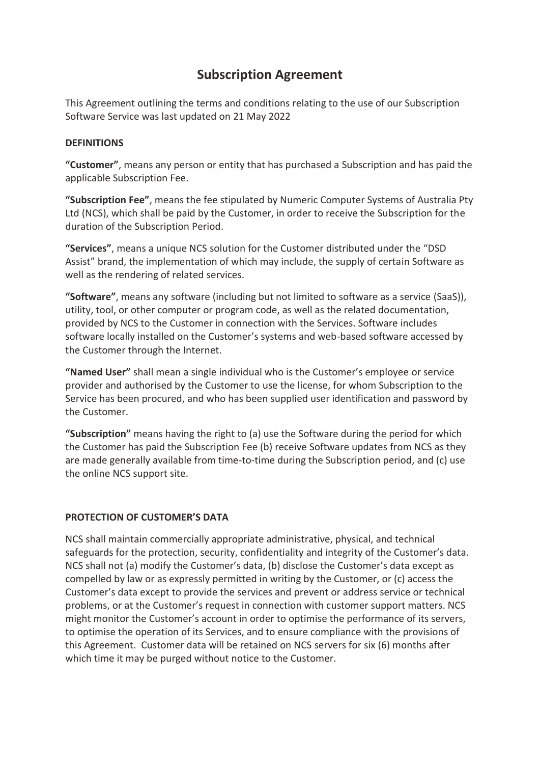# Subscription Agreement

This Agreement outlining the terms and conditions relating to the use of our Subscription Software Service was last updated on 21 May 2022

## DEFINITIONS

**"Customer"**, means any person or entity that has purchased a Subscription and has paid the applicable Subscription Fee.

**"Subscription Fee"**, means the fee stipulated by Numeric Computer Systems of Australia Pty Ltd (NCS), which shall be paid by the Customer, in order to receive the Subscription for the duration of the Subscription Period.

**"Services"**, means a unique NCS solution for the Customer distributed under the "DSD Assist" brand, the implementation of which may include, the supply of certain Software as well as the rendering of related services.

**"Software"**, means any software (including but not limited to software as a service (SaaS)), utility, tool, or other computer or program code, as well as the related documentation, provided by NCS to the Customer in connection with the Services. Software includes software locally installed on the Customer's systems and web-based software accessed by the Customer through the Internet.

**"Named User"** shall mean a single individual who is the Customer's employee or service provider and authorised by the Customer to use the license, for whom Subscription to the Service has been procured, and who has been supplied user identification and password by the Customer.

**"Subscription"** means having the right to (a) use the Software during the period for which the Customer has paid the Subscription Fee (b) receive Software updates from NCS as they are made generally available from time-to-time during the Subscription period, and (c) use the online NCS support site.

## PROTECTION OF CUSTOMER'S DATA

NCS shall maintain commercially appropriate administrative, physical, and technical safeguards for the protection, security, confidentiality and integrity of the Customer's data. NCS shall not (a) modify the Customer's data, (b) disclose the Customer's data except as compelled by law or as expressly permitted in writing by the Customer, or (c) access the Customer's data except to provide the services and prevent or address service or technical problems, or at the Customer's request in connection with customer support matters. NCS might monitor the Customer's account in order to optimise the performance of its servers, to optimise the operation of its Services, and to ensure compliance with the provisions of this Agreement. Customer data will be retained on NCS servers for six (6) months after which time it may be purged without notice to the Customer.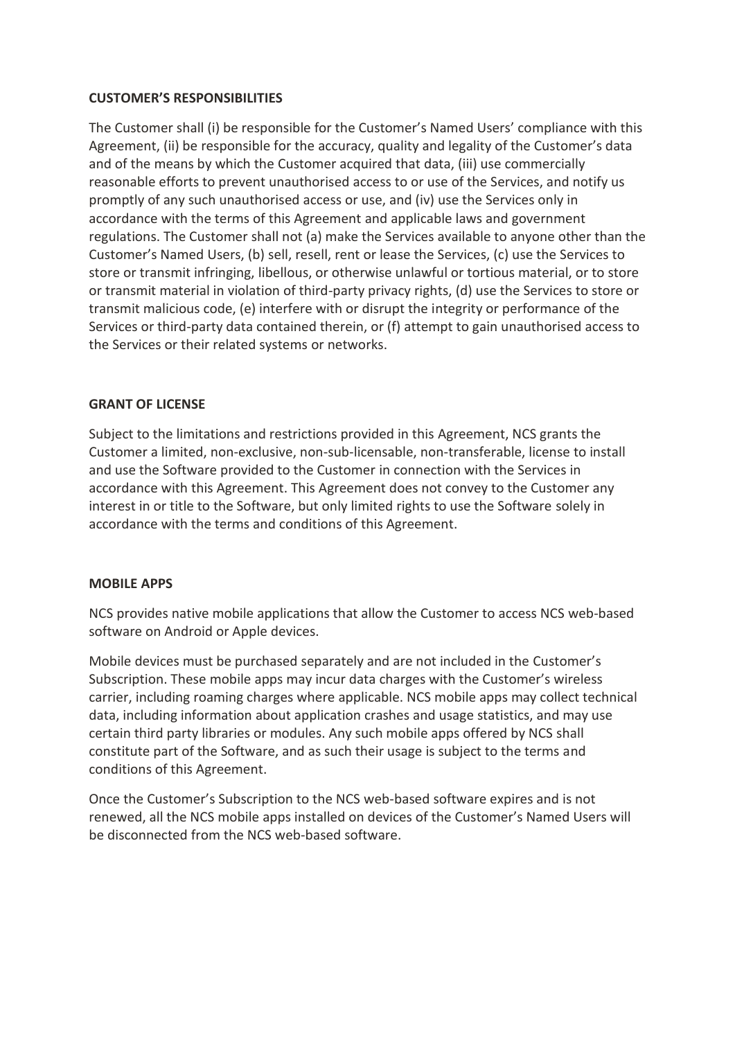**CUSTOMER'S RESPONSIBILITIES**

The Customer shall (i) be responsible for the Customer's Named Users' compliance with this Agreement, (ii) be responsible for the accuracy, quality and legality of the Customer's data and of the means by which the Customer acquired that data, (iii) use commercially reasonable efforts to prevent unauthorised access to or use of the Services, and notify us promptly of any such unauthorised access or use, and (iv) use the Services only in accordance with the terms of this Agreement and applicable laws and government regulations. The Customer shall not (a) make the Services available to anyone other than the Customer's Named Users, (b) sell, resell, rent or lease the Services, (c) use the Services to store or transmit infringing, libellous, or otherwise unlawful or tortious material, or to store or transmit material in violation of third-party privacy rights, (d) use the Services to store or transmit malicious code, (e) interfere with or disrupt the integrity or performance of the Services or third-party data contained therein, or (f) attempt to gain unauthorised access to the Services or their related systems or networks.

**GRANT OF LICENSE**

Subject to the limitations and restrictions provided in this Agreement, NCS grants the Customer a limited, non-exclusive, non-sub-licensable, non-transferable, license to install and use the Software provided to the Customer in connection with the Services in accordance with this Agreement. This Agreement does not convey to the Customer any interest in or title to the Software, but only limited rights to use the Software solely in accordance with the terms and conditions of this Agreement.

**MOBILE APPS**

NCS provides native mobile applications that allow the Customer to access NCS web-based software on Android or Apple devices.

Mobile devices must be purchased separately and are not included in the Customer's Subscription. These mobile apps may incur data charges with the Customer's wireless carrier, including roaming charges where applicable. NCS mobile apps may collect technical data, including information about application crashes and usage statistics, and may use certain third party libraries or modules. Any such mobile apps offered by NCS shall constitute part of the Software, and as such their usage is subject to the terms and conditions of this Agreement.

Once the Customer's Subscription to the NCS web-based software expires and is not renewed, all the NCS mobile apps installed on devices of the Customer's Named Users will be disconnected from the NCS web-based software.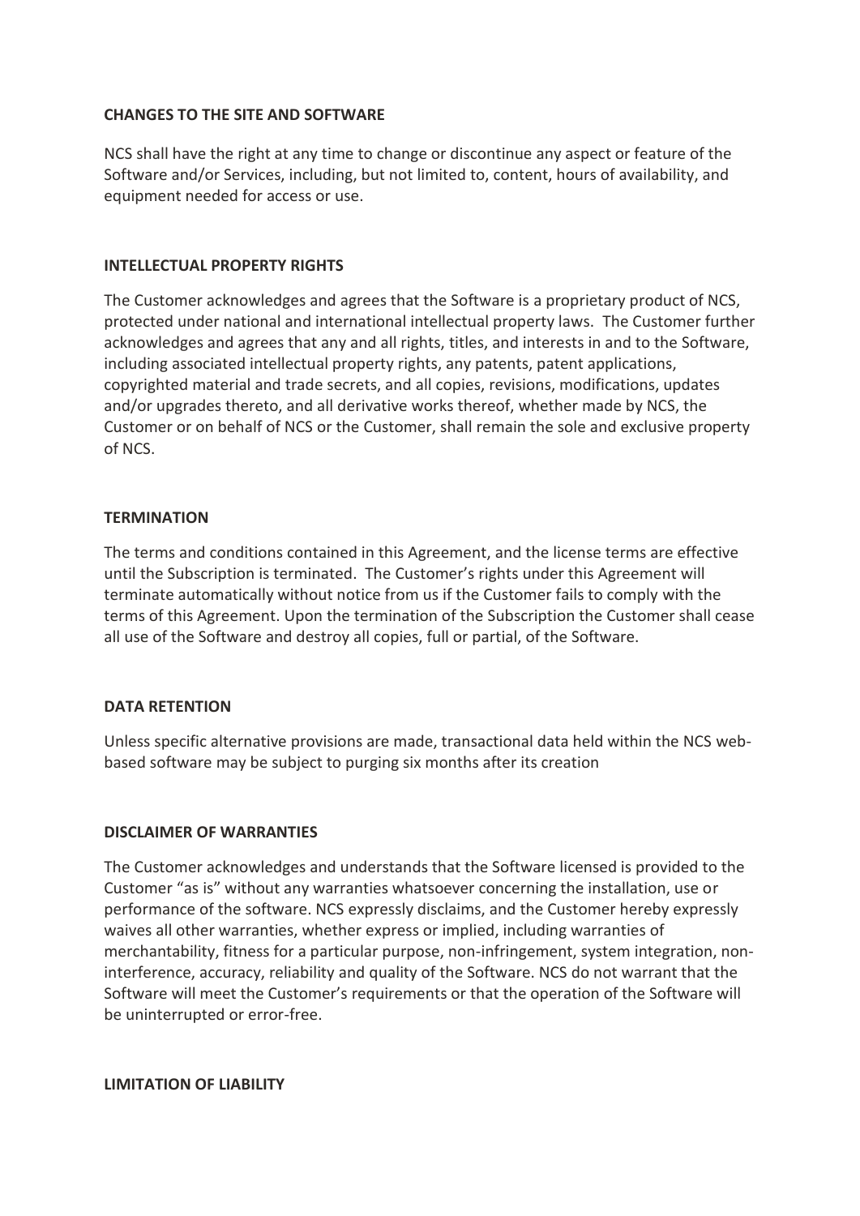**CHANGES TO THE SITE AND SOFTWARE**

NCS shall have the right at any time to change or discontinue any aspect or feature of the Software and/or Services, including, but not limited to, content, hours of availability, and equipment needed for access or use.

**INTELLECTUAL PROPERTY RIGHTS**

The Customer acknowledges and agrees that the Software is a proprietary product of NCS, protected under national and international intellectual property laws. The Customer further acknowledges and agrees that any and all rights, titles, and interests in and to the Software, including associated intellectual property rights, any patents, patent applications, copyrighted material and trade secrets, and all copies, revisions, modifications, updates and/or upgrades thereto, and all derivative works thereof, whether made by NCS, the Customer or on behalf of NCS or the Customer, shall remain the sole and exclusive property of NCS.

**TERMINATION**

The terms and conditions contained in this Agreement, and the license terms are effective until the Subscription is terminated. The Customer's rights under this Agreement will terminate automatically without notice from us if the Customer fails to comply with the terms of this Agreement. Upon the termination of the Subscription the Customer shall cease all use of the Software and destroy all copies, full or partial, of the Software.

**DATA RETENTION**

Unless specific alternative provisions are made, transactional data held within the NCS web-based software may be subject to purging six months after its creation

**DISCLAIMER OF WARRANTIES**

The Customer acknowledges and understands that the Software licensed is provided to the Customer "as is" without any warranties whatsoever concerning the installation, use or performance of the software. NCS expressly disclaims, and the Customer hereby expressly waives all other warranties, whether express or implied, including warranties of merchantability, fitness for a particular purpose, non-infringement, system integration, non-interference, accuracy, reliability and quality of the Software. NCS do not warrant that the Software will meet the Customer's requirements or that the operation of the Software will be uninterrupted or error-free.

**LIMITATION OF LIABILITY**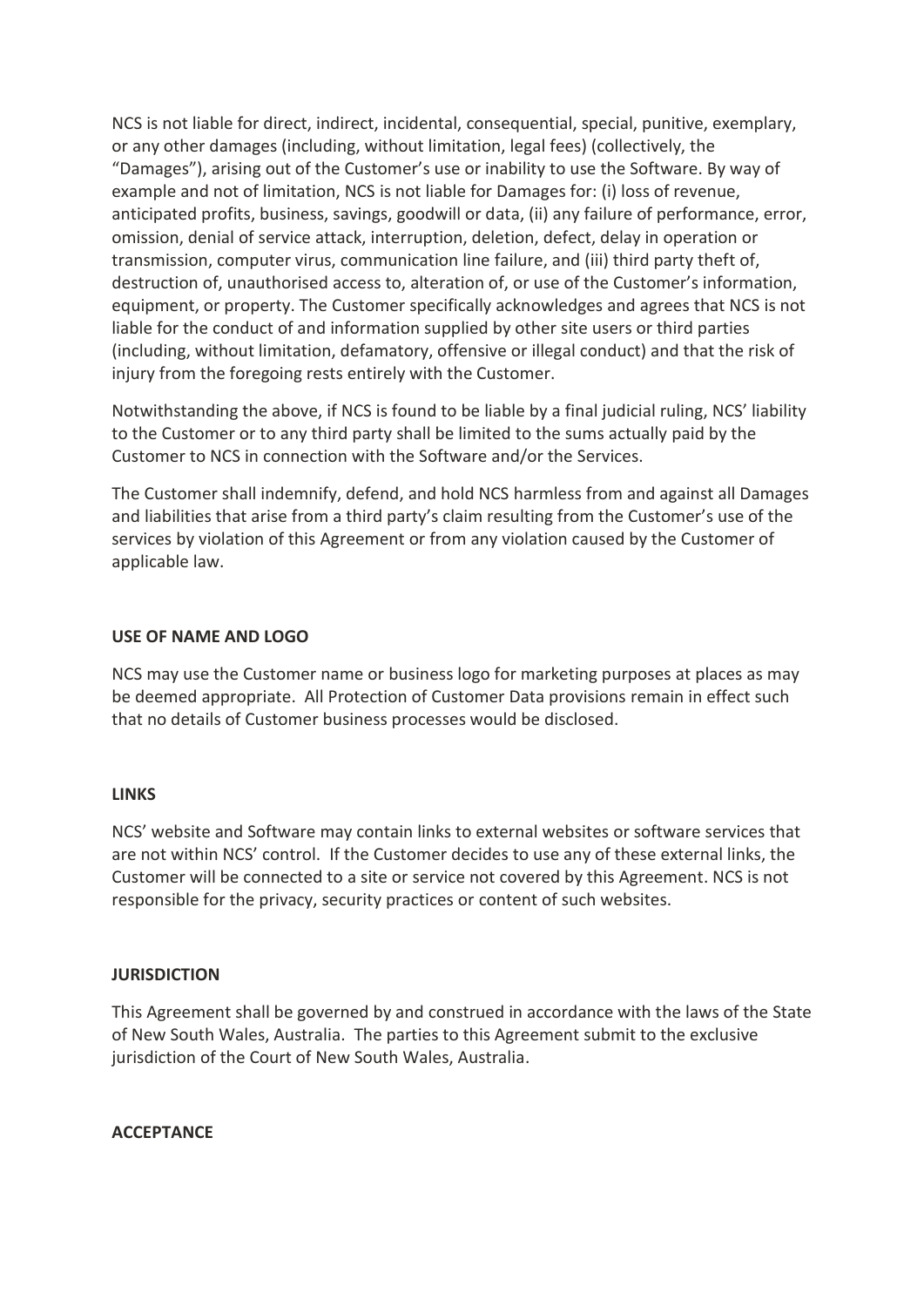NCS is not liable for direct, indirect, incidental, consequential, special, punitive, exemplary, or any other damages (including, without limitation, legal fees) (collectively, the "Damages"), arising out of the Customer's use or inability to use the Software. By way of example and not of limitation, NCS is not liable for Damages for: (i) loss of revenue, anticipated profits, business, savings, goodwill or data, (ii) any failure of performance, error, omission, denial of service attack, interruption, deletion, defect, delay in operation or transmission, computer virus, communication line failure, and (iii) third party theft of, destruction of, unauthorised access to, alteration of, or use of the Customer's information, equipment, or property. The Customer specifically acknowledges and agrees that NCS is not liable for the conduct of and information supplied by other site users or third parties (including, without limitation, defamatory, offensive or illegal conduct) and that the risk of injury from the foregoing rests entirely with the Customer.

Notwithstanding the above, if NCS is found to be liable by a final judicial ruling, NCS' liability to the Customer or to any third party shall be limited to the sums actually paid by the Customer to NCS in connection with the Software and/or the Services.

The Customer shall indemnify, defend, and hold NCS harmless from and against all Damages and liabilities that arise from a third party's claim resulting from the Customer's use of the services by violation of this Agreement or from any violation caused by the Customer of applicable law.

**USE OF NAME AND LOGO**

NCS may use the Customer name or business logo for marketing purposes at places as may be deemed appropriate. All Protection of Customer Data provisions remain in effect such that no details of Customer business processes would be disclosed.

**LINKS**

NCS' website and Software may contain links to external websites or software services that are not within NCS' control. If the Customer decides to use any of these external links, the Customer will be connected to a site or service not covered by this Agreement. NCS is not responsible for the privacy, security practices or content of such websites.

**JURISDICTION**

This Agreement shall be governed by and construed in accordance with the laws of the State of New South Wales, Australia. The parties to this Agreement submit to the exclusive jurisdiction of the Court of New South Wales, Australia.

**ACCEPTANCE**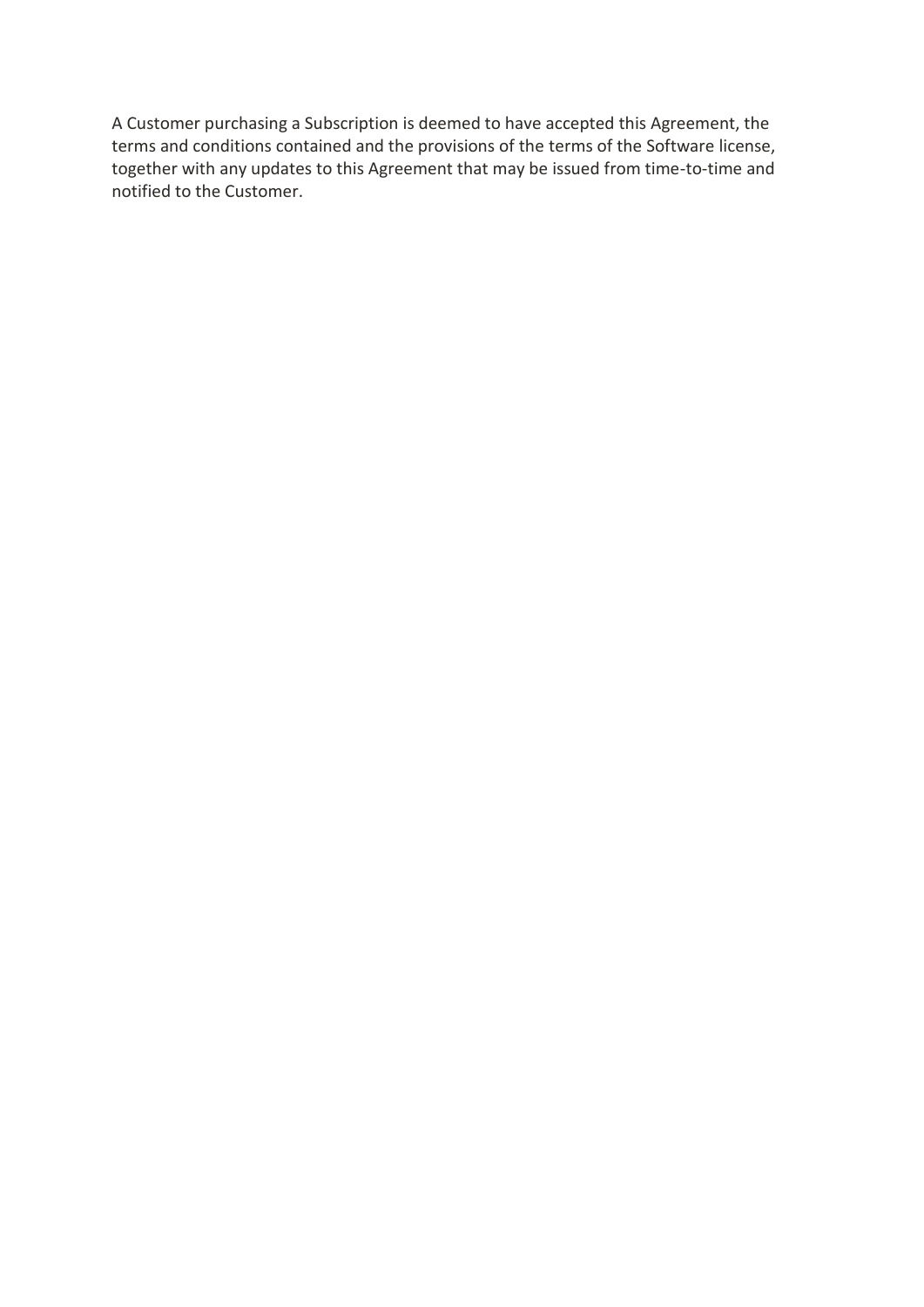A Customer purchasing a Subscription is deemed to have accepted this Agreement, the terms and conditions contained and the provisions of the terms of the Software license, together with any updates to this Agreement that may be issued from time-to-time and notified to the Customer.